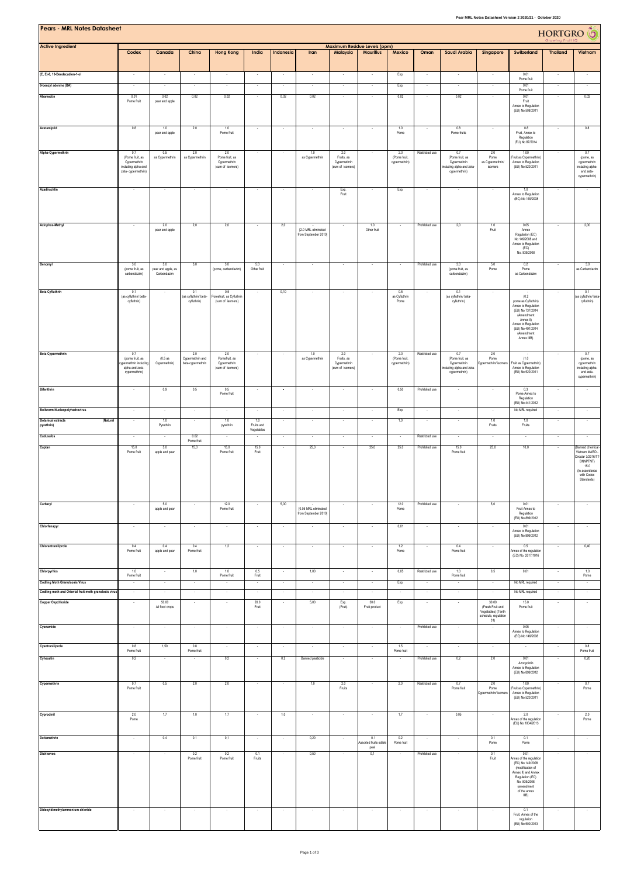# Pears - MRL Notes Datasheet

HORTGRO Growing Fruit IQ

| Active Ingredient | Maximum Residue Levels (ppm) | | | | | | | | | | | | | | |
|---|---|---|---|---|---|---|---|---|---|---|---|---|---|---|---|
| | Codex | Canada | China | Hong Kong | India | Indonesia | Iran | Malaysia | Mauritius | Mexico | Oman | Saudi Arabia | Singapore | Switzerland | Thailand | Vietnam |
| (E, E)-8, 10-Deodecadien-1-ol | - | - | - | - | - | - | - | - | - | Exp. | - | - | - | 0.01 Pome fruit | - | - |
| 6-benzyl adenine (BA) | - | - | - | - | - | - | - | - | - | Exp. | - | - | - | 0.01 Pome fruit | - | - |
| Abamectin | 0.01 Pome fruit | 0.02 pear and apple | 0.02 | 0.02 | - | 0.02 | 0.02 | - | - | 0.02 | - | 0.02 | - | 0.01 Fruit Annex to Regulation (EU) No 508/2011 | - | 0.02 |
| Acetamiprid | 0.8 | 1.0 pear and apple | 2.0 | 1.0 Pome fruit | - | - | - | - | - | 1.0 Pome | - | 0.8 Pome fruits | - | 0.8 Fruit, Annex to Regulation (EU) No 87/2014 | - | 0.8 |
| Alpha-Cypermethrin | 0.7 (Pome fruit, as Cypermethrin including alpha-and zeta- cypermethrin) | 0.5 as Cypermethrin | 2.0 as Cypermethrin | 2.0 Pome fruit, as Cypermethrin (sum of isomers) | - | - | 1.0 as Cypermethrin | 2.0 Fruits, as Cypermethrin (sum of isomers) | - | 2.0 (Pome fruit, cypermethrin) | Restricted use | 0.7 (Pome fruit, as Cypermethrin including alpha-and zeta-cypermethrin) | 2.0 Pome as Cypermethrin/ isomers | 1.00 (Fruit as Cypermethrin) Annex to Regulation (EU) No 520/2011 | - | 0.7 (pome, as cypermethrin including alpha- and zeta- cypermethrin) |
| Azadirachtin | - | - | - | - | - | - | - | Exp. Fruit | - | Exp. | - | - | - | 1.0 Annex to Regulation (EC) No 149/2008 | - | - |
| Azinphos-Methyl | - | 2.0 pear and apple | 2.0 | 2.0 | - | 2.0 | - [2.0 MRL eliminated from September 2010] | - | 1.0 Other fruit | - | Prohibited use | 2.0 | 1.0 Fruit | 0.05 Annex Regulation (EC) No 149/2008 and Annex to Regulation (EC) No. 839/2008 | - | 2.00 |
| Benomyl | 3.0 (pome fruit, as carbendazim) | 5.0 pear and apple, as Carbendazim | 3.0 | 3.0 (pome, carbendazim) | 5.0 Other fruit | - | - | - | - | - | Prohibited use | 3.0 (pome fruit, as carbendazim) | 5.0 Pome | 0.2 Pome as Carbendazim | - | 3.0 as Carbendazim |
| Beta-Cyfluthrin | 0.1 (as cyfluthrin/ beta-cyfluthrin) | - | 0.1 (as cyfluthrin/ beta-cyfluthrin) | 0.5 Pomefruit, as Cyfluthrin (sum of isomers) | - | 0.10 | - | - | - | 0.5 as Cyfluthrin Pome | - | 0.1 (as cyfluthrin/ beta-cyfluthrin) | - | - 0.2 pome as Cyfluthrin) Annex to Regulation (EU) No 737/2014 (Amendment Annex II) Annex to Regulation (EU) No 491/2014 (Amendment Annex IIIB) | - | 0.1 (as cyfluthrin/ beta-cyfluthrin) |
| Beta-Cypermethrin | 0.7 (pome fruit, as cypermethrin including alpha-and zeta-cypermethrin) | - (0.5 as Cypermethrin) | 2.0 Cypermethrin and beta-cypermethrin | 2.0 Pomefruit, as Cypermethrin (sum of isomers) | - | - | 1.0 as Cypermethrin | 2.0 Fruits, as Cypermethrin (sum of isomers) | - | 2.0 (Pome fruit, cypermethrin) | Restricted use | 0.7 (Pome fruit, as Cypermethrin including alpha-and zeta-cypermethrin) | 2.0 Pome Cypermethrin/ isomers | - (1.0 Fruit as Cypermethrin) Annex to Regulation (EU) No 520/2011 | - | 0.7 (pome, as cypermethrin including alpha- and zeta- cypermethrin) |
| Bifenthrin | - | 0.9 | 0.5 | 0.5 Pome fruit | - | - | - | - | - | 0.50 | Prohibited use | - | - | 0.3 Pome Annex to Regulation (EU) No 441/2012 | - | - |
| Bollworm Nucleopolyhedrovirus | - | - | - | - | - | - | - | - | - | Exp. | - | - | - | No MRL required | - | - |
| Botanical extracts (Natural pyrethrin) | - | 1.0 Pyrethrin | - | 1.0 pyrethrin | 1.0 Fruits and Vegetables | - | - | - | - | 1.0 | - | - | 1.0 Fruits | 1.0 Fruits | - | - |
| Cadusafos | - | - | 0.02 Pome fruit | - | - | - | - | - | - | - | Restricted use | - | - | - | - | - |
| Captan | 15.0 Pome fruit | 5.0 apple and pear | 15.0 | 15.0 Pome fruit | 15.0 Fruit | - | 25.0 | - | 25.0 | 25.0 | Prohibited use | 15.0 Pome fruit | 25.0 | 10.0 | - | (Banned chemical - Vietnam MARD - Circular 3/2016/TT-BNNPTNT) 15.0 (In accordance with Codex Standards) |
| Carbaryl | - | 5.0 apple and pear | - | 12.0 Pome fruit | - | 5.00 | - (0.05 MRL eliminated from September 2010) | - | - | 12.0 Pome | Prohibited use | - | 5.0 | 0.01 Fruit Annex to Regulation (EU) No 899/2012 | - | - |
| Chlorfenapyr | - | - | - | - | - | - | - | - | - | 0.01 | - | - | - | 0.01 Annex to Regulation (EU) No 899/2012 | - | - |
| Chlorantraniliprole | 0.4 Pome fruit | 0.4 apple and pear | 0.4 Pome fruit | 1.2 | - | - | - | - | - | 1.2 Pome | - | 0.4 Pome fruit | - | 0.5 Annex of the regulation (EC) No. 2017/1016 | - | 0.40 |
| Chlorpyrifos | 1.0 Pome fruit | - | 1.0 | 1.0 Pome fruit | 0.5 Fruit | - | 1.00 | - | - | 0.05 | Restricted use | 1.0 Pome fruit | 0.5 | 0.01 | - | 1.0 Pome |
| Codling Moth Granulosis Virus | - | - | - | - | - | - | - | - | - | Exp. | - | - | - | No MRL required | - | - |
| Codling moth and Oriental fruit moth granolosis virus | - | - | - | - | - | - | - | - | - | - | - | - | - | No MRL required | - | - |
| Copper Oxychloride | - | 50.00 All food crops | - | - | 20.0 Fruit | - | 5.00 | Exp. (Fruit) | 30.0 Fruit product | Exp. | - | - | 30.00 (Fresh Fruit and Vegetables) (Tenth schedule, regulation 31) | 15.0 Pome fruit | - | - |
| Cyanamide | - | - | - | - | - | - | - | - | - | - | Prohibited use | - | - | 0.05 Annex to Regulation (EC) No 149/2008 | - | - |
| Cyantraniliprole | 0.8 Pome fruit | 1.50 | 0.8 Pome fruit | - | - | - | - | - | - | 1.5 Pome fruit | - | - | - | - | - | 0.8 Pome fruit |
| Cyhexatin | 0.2 | - | - | 0.2 | - | 0.2 | Banned pesticide | - | - | - | Prohibited use | 0.2 | 2.0 | 0.01 Azocyclotin Annex to Regulation (EU) No 899/2012 | - | 0.20 |
| Cypermethrin | 0.7 Pome fruit | 0.5 | 2.0 | 2.0 | - | - | 1.0 | 2.0 Fruits | - | 2.0 | Restricted use | 0.7 Pome fruit | 2.0 Pome Cypermethrin/ isomers | 1.00 (Fruit as Cypermethrin) Annex to Regulation (EU) No 520/2011 | - | 0.7 Pome |
| Cyprodinil | 2.0 Pome | 1.7 | 1.0 | 1.7 | - | 1.0 | - | - | - | 1.7 | - | 0.05 | - | 2.0 Annex of the regulation (EU) No 1004/2013 | - | 2.0 Pome |
| Deltamethrin | - | 0.4 | 0.1 | 0.1 | - | - | 0.20 | - | 0.1 Assorted fruits edible peal | 0.2 Pome fruit | - | - | 0.1 Pome | 0.1 Pome | - | - |
| Dichlorvos | - | - | 0.2 Pome fruit | 0.2 Pome fruit | 0.1 Fruits | - | 0.50 | - | 0.1 | - | Prohibited use | - | 0.1 Fruit | 0.01 Annex of the regulation (EC) No 149/2008 (modification of Annex II) and Annex Regulation (EC) No. 839/2008 (amendment of the annex IIIB) | - | - |
| Didecyldimethylammonium chloride | - | - | - | - | - | - | - | - | - | - | - | - | - | 0.1 Fruit, Annex of the regulation (EU) No 500/2013 | - | - |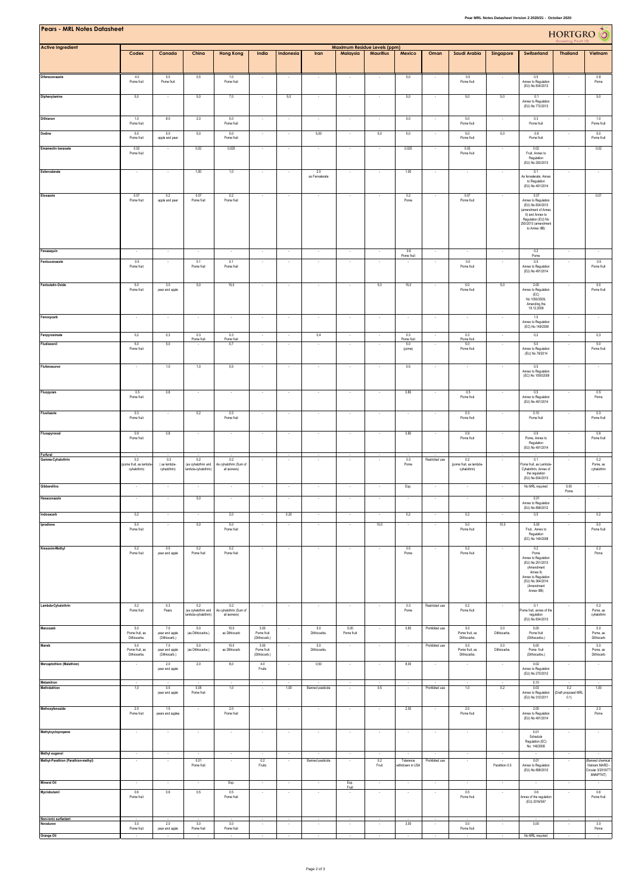# Pears - MRL Notes Datasheet

| Active Ingredient | Maximum Residue Levels (ppm) | | | | | | | | | | | | | | | |
|---|---|---|---|---|---|---|---|---|---|---|---|---|---|---|---|---|
| | Codex | Canada | China | Hong Kong | India | Indonesia | Iran | Malaysia | Mauritius | Mexico | Oman | Saudi Arabia | Singapore | Switzerland | Thailand | Vietnam |
| Difenoconazole | 4.0 Pome fruit | 5.0 Pome fruit | 0,5 | 1.0 Pome fruit | - | - | - | - | - | 5,0 | - | 0.5 Pome fruit | - | 0.5 Annex to Regulation (EU) No 834/2013 | - | 0.8 Pome |
| Diphenylamine | 5,0 | - | 5,0 | 7,0 | - | 5,0 | - | - | - | 5,0 | - | 5,0 | 5,0 | 0.1 Annex to Regulation (EU) No 772/2013 | - | 5,0 |
| Dithianon | 1.0 Pome fruit | 8.0 | 2.0 | 5.0 Pome fruit | - | - | - | - | - | 5.0 | - | 5.0 Pome fruit | - | 0.3 Pome fruit | - | 1.0 Pome fruit |
| Dodine | 5.0 Pome fruit | 5.0 apple and pear | 5,0 | 5.0 Pome fruit | - | - | 5,00 | - | 5,0 | 5,0 | - | 5.0 Pome fruit | 5,0 | 0.9 Pome fruit | - | 5.0 Pome fruit |
| Emamectin benzoate | 0.02 Pome fruit | - | 0,02 | 0,025 | - | - | - | - | - | 0,025 | - | 0.02 Pome fruit | - | 0.02 Fruit, Annex to Regulation (EU) No 293/2013 | - | 0,02 |
| Esfenvalerate | - | - | 1,00 | 1,0 | - | - | 2.0 as Fenvalerate | - | - | 1.00 | - | - | - | 0.1 As fenvalerate, Annex to Regulation (EU) No 491/2014 | - | - |
| Etoxazole | 0.07 Pome fruit | 0.2 apple and pear | 0.07 Pome fruit | 0.2 Pome fruit | - | - | - | - | - | 0.2 Pome | - | 0.07 Pome fruit | - | 0.07 Annex to Regulation (EU) No 834/2013 (amendment of Annex II) and Annex to Regulation (EU) No 293/2013 (amendment to Annex IIIB) | - | 0,07 |
| Fenazaquin | - | - | - | - | - | - | - | - | - | 0.6 Pome fruit | - | - | - | 0.2 Pome | - | - |
| Fenbuconazole | 0.5 Pome fruit | - | 0.1 Pome fruit | 0.1 Pome fruit | - | - | - | - | - | - | - | 0.5 Pome fruit | - | 0.5 Annex to Regulation (EU) No 491/2014 | - | 0.5 Pome fruit |
| Fenbutatin-Oxide | 5.0 Pome fruit | 3.0 pear and apple | 5,0 | 15,0 | - | - | - | - | 5,0 | 15,0 | - | 5.0 Pome fruit | 5,0 | 2.00 Annex to Regulation (EC) No 1050/2009, Amending the 19.12.2009 | - | 5.0 Pome fruit |
| Fenoxycarb | - | - | - | - | - | - | - | - | - | - | - | - | - | 1.0 Annex to Regulation (EC) No 149/2008 | - | - |
| Fenpyroximate | 0,2 | 0,3 | 0.3 Pome fruit | 0.3 Pome fruit | - | - | 0,4 | - | - | 0.3 Pome fruit | - | 0.3 Pome fruit | - | 0,2 | - | 0,3 |
| Fludioxonil | 5.0 Pome fruit | 5,0 | - | 0,7 | - | - | - | - | - | 5.0 (pome) | - | 5.0 Pome fruit | - | 5.0 Annex to Regulation (EU) No 79/2014 | - | 5.0 Pome fruit |
| Flufenoxuron | - | 1,0 | 1,0 | 0,5 | - | - | - | - | - | 0,5 | - | - | - | 0.5 Annex to Regulation (EC) No 1050/2009 | - | - |
| Fluopyram | 0.5 Pome fruit | 0,8 | - | - | - | - | - | - | - | 0,80 | - | 0.5 Pome fruit | - | 0.5 Annex to Regulation (EU) No 491/2014 | - | 0.5 Pome |
| Flusilazole | 0.3 Pome fruit | - | 0,2 | 0.3 Pome fruit | - | - | - | - | - | - | - | 0.3 Pome fruit | - | 0.10 Pome fruit | - | 0.3 Pome fruit |
| Fluxapyroxad | 0.9 Pome fruit | 0,8 | - | - | - | - | - | - | - | 0,80 | - | 0.9 Pome fruit | - | 0.9 Pome, Annex to Regulation (EU) No 491/2014 | - | 0.9 Pome fruit |
| Furfural | - | - | - | - | - | - | - | - | - | - | - | - | - | - | - | - |
| Gamma-Cyhalothrin | 0.2 (pome fruit, as lambda-cyhalothrin) | 0.3 ( as lambda-cyhalothrin) | 0.2 (as cyhalothrin and lambda-cyhalothrin) | 0.2 As cyhalothrin (Sum of all isomers) | - | - | - | - | - | 0.3 Pome | Restricted use | 0.2 (pome fruit, as lambda-cyhalothrin) | - | 0.1 Pome fruit, as Lambda-Cyhalothrin, Annex of the regulation (EU) No 834/2013 | - | 0.2 Pome, as cyhalothrin |
| Gibberellins | - | - | - | - | - | - | - | - | - | Exp. | - | - | - | No MRL required | 5.00 Pome | - |
| Hexaconazole | - | - | 5,0 | - | - | - | - | - | - | - | - | - | - | 0.01 Annex to Regulation (EU) No 899/2012 | - | - |
| Indoxacarb | 0,2 | - | - | 2,0 | - | 0,20 | - | - | - | 0,2 | - | 0,2 | - | 0,5 | - | 0.2 |
| Iprodione | 5.0 Pome fruit | - | 5,0 | 5.0 Pome fruit | - | - | - | - | 10,0 | - | - | 5.0 Pome fruit | 10,0 | 5.00 Fruit, Annex to Regulation (EC) No 149/2008 | - | 5.0 Pome fruit |
| Kresoxim-Methyl | 0.2 Pome fruit | 0.5 pear and apple | 0.2 Pome fruit | 0.2 Pome fruit | - | - | - | - | - | 0.5 Pome | - | 0.2 Pome fruit | - | 0.2 Pome Annex to Regulation (EU) No 251/2013 (Amendment Annex II) Annex to Regulation (EU) No 364/2014 (Amendment Annex IIIB) | - | 0.2 Pome |
| Lambda-Cyhalothrin | 0.2 Pome fruit | 0.3 Pears | 0.2 (as cyhalothrin and lambda-cyhalothrin) | 0.2 As cyhalothrin (Sum of all isomers) | - | - | - | - | - | 0.3 Pome | Restricted use | 0.2 Pome fruit | - | 0.1 Pome fruit, annex of the regulation (EU) No 834/2013 | - | 0.2 Pome, as cyhalothrin |
| Mancozeb | 5.0 Pome fruit, as Dithiocarbs. | 7.0 pear and apple (Dithiocarb.) | 5.0 (as Dithiocarbs.) | 10.0 as Dithiocarb | 3.00 Pome fruit (Dithiocarb.) | - | 5.0 Dithiocarbs. | 5.00 Pome fruit | - | 0,60 | Prohibited use | 5.0 Pome fruit, as Dithiocarbs. | 3.0 Dithiocarbs. | 5.00 Pome fruit (Dithiocarbs.) | - | 5.0 Pome, as Dithiocarb |
| Maneb | 5.0 Pome fruit, as Dithiocarbs. | 7.0 pear and apple (Dithiocarb.) | 5.0 (as Dithiocarbs.) | 10.0 as Dithiocarb | 3.00 Pome fruit (Dithiocarb.) | - | 5.0 Dithiocarbs. | - | - | - | Prohibited use | 5.0 Pome fruit, as Dithiocarbs. | 3.0 Dithiocarbs. | 5.00 Pome fruit (Dithiocarbs.) | - | 5.0 Pome, as Dithiocarb |
| Mercaptothion (Malathion) | - | 2.0 pear and apple | 2,0 | 8,0 | 4.0 Fruits | - | 0,50 | - | - | 8.00 | - | - | - | 0.02 Annex to Regulation (EU) No 270/2012 | - | - |
| Metamitron | - | - | - | - | - | - | - | - | - | - | - | - | - | 0.10 | - | - |
| Methidathion | 1,0 | 0.5 pear and apple | 0.05 Pome fruit | 1,0 | - | 1,00 | Banned pesticide | - | 0,5 | - | Prohibited use | 1,0 | 0,2 | 0.03 Annex to Regulation (EU) No 310/2011 | 0.2 (Draft proposed MRL 0.1) | 1,00 |
| Methoxyfenozide | 2.0 Pome fruit | 1.5 pears and apples | - | 2.0 Pome fruit | - | - | - | - | - | 2,00 | - | 2.0 Pome fruit | - | 2.00 Annex to Regulation (EU) No 491/2014 | - | 2.0 Pome |
| Methylcyclopropene | - | - | - | - | - | - | - | - | - | - | - | - | - | 0.01 Schedule Regulation (EC) No. 149/2008 | - | - |
| Methyl eugenol | - | - | - | - | - | - | - | - | - | - | - | - | - | - | - | - |
| Methyl-Parathion (Parathion-methyl) | - | - | 0.01 Pome fruit | - | 0.2 Fruits | - | Banned pesticide | - | 0.2 Fruit | Tolerance withdrawn in USA | Prohibited use | - | - Parathion 0.5 | 0.01 Annex to Regulation (EU) No 899/2012 | - | (Banned chemical - Vietnam MARD - Circular 3/2016/TT-BNNPTNT) |
| Mineral Oil | - | - | - | Exp. | - | - | - | Exp. Fruit | - | - | - | - | - | - | - | - |
| Myclobutanil | 0.6 Pome fruit | 0.6 | 0,5 | 0.5 Pome fruit | - | - | - | - | - | - | - | 0.5 Pome fruit | - | 0.6 Annex of the regulation (EU) 2016/567 | - | 0.6 Pome fruit |
| Non-ionic surfactant | - | - | - | - | - | - | - | - | - | - | - | - | - | - | - | - |
| Novaluron | 3.0 Pome fruit | 2.0 pear and apple | 3.0 Pome fruit | 3.0 Pome fruit | - | - | - | - | - | 3,00 | - | 3.0 Pome fruit | - | 3,00 | - | 3.0 Pome |
| Orange Oil | - | - | - | - | - | - | - | - | - | - | - | - | - | No MRL required | - | - |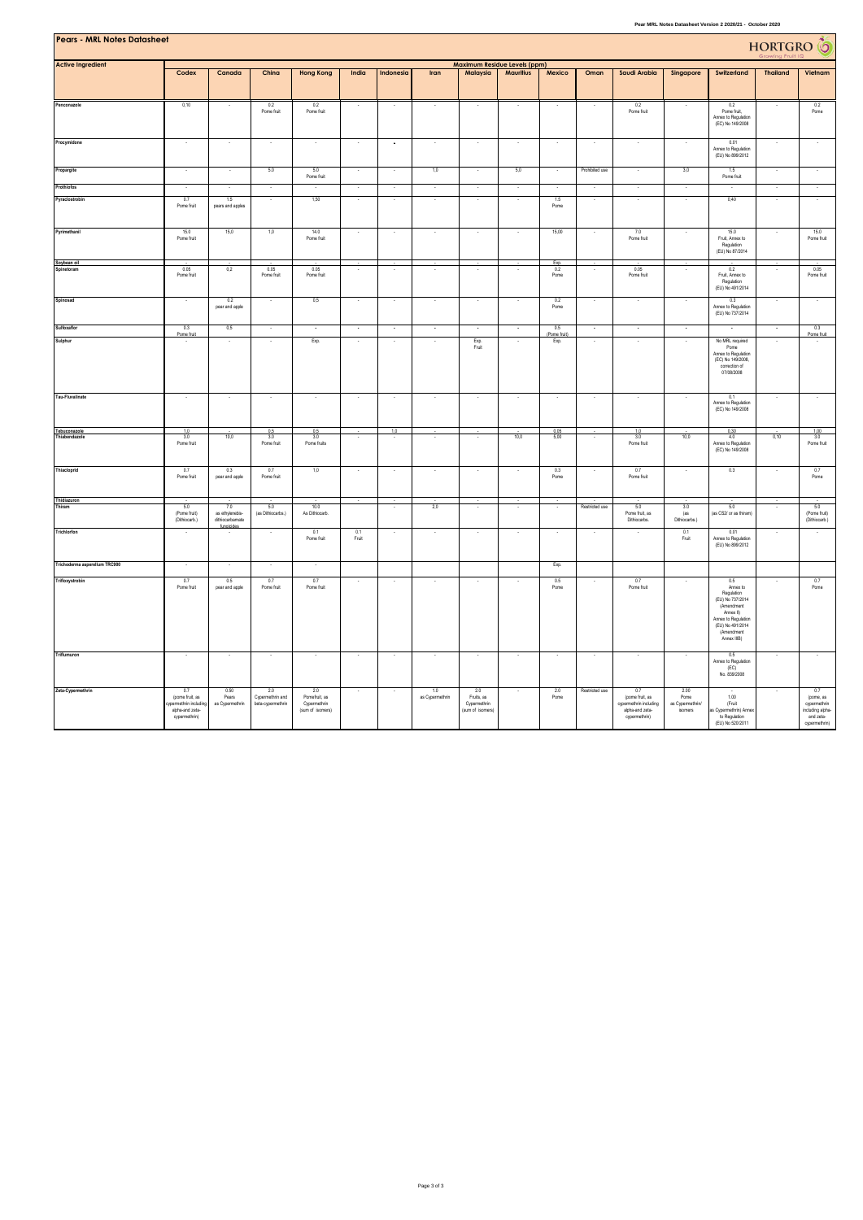# Pears - MRL Notes Datasheet

HORTGRO Growing Fruit IQ

| Active Ingredient | Maximum Residue Levels (ppm) | | | | | | | | | | | | | | | |
|---|---|---|---|---|---|---|---|---|---|---|---|---|---|---|---|---|
| | Codex | Canada | China | Hong Kong | India | Indonesia | Iran | Malaysia | Mauritius | Mexico | Oman | Saudi Arabia | Singapore | Switzerland | Thailand | Vietnam |
| Penconazole | 0,10 | - | 0.2 Pome fruit | 0.2 Pome fruit | - | - | - | - | - | - | - | 0.2 Pome fruit | - | 0.2 Pome fruit, Annex to Regulation (EC) No 149/2008 | - | 0.2 Pome |
| Procymidone | - | - | - | - | - | • | - | - | - | - | - | - | - | 0.01 Annex to Regulation (EU) No 899/2012 | - | - |
| Propargite | - | - | 5.0 | 5.0 Pome fruit | - | - | 1.0 | - | 5.0 | - | Prohibited use | - | 3.0 | 1.5 Pome fruit | - | - |
| Prothiofos | - | - | - | - | - | - | - | - | - | - | - | - | - | - | - | - |
| Pyraclostrobin | 0.7 Pome fruit | 1.5 pears and apples | - | 1.50 | - | - | - | - | - | 1.5 Pome | - | - | - | 0.40 | - | - |
| Pyrimethanil | 15.0 Pome fruit | 15,0 | 1,0 | 14.0 Pome fruit | - | - | - | - | - | 15,00 | - | 7.0 Pome fruit | - | 15.0 Fruit, Annex to Regulation (EU) No 87/2014 | - | 15.0 Pome fruit |
| Soybean oil | - | - | - | - | - | - | - | - | - | Exp. | - | - | - | - | - | - |
| Spinetoram | 0.05 Pome fruit | 0.2 | 0.05 Pome fruit | 0.05 Pome fruit | - | - | - | - | - | 0.2 Pome | - | 0.05 Pome fruit | - | 0.2 Fruit, Annex to Regulation (EU) No 491/2014 | - | 0.05 Pome fruit |
| Spinosad | - | 0.2 pear and apple | - | 0.5 | - | - | - | - | - | 0.2 Pome | - | - | - | 0.3 Annex to Regulation (EU) No 737/2014 | - | - |
| Sulfoxaflor | 0.3 Pome fruit | 0.5 | - | - | - | - | - | - | - | 0.5 (Pome fruit) | - | - | - | - | - | 0.3 Pome fruit |
| Sulphur | - | - | - | Exp. | - | - | - | Exp. Fruit | - | Exp. | - | - | - | No MRL required Pome Annex to Regulation (EC) No 149/2008, correction of 07/08/2008 | - | - |
| Tau-Fluvalinate | - | - | - | - | - | - | - | - | - | - | - | - | - | 0.1 Annex to Regulation (EC) No 149/2008 | - | - |
| Tebuconazole | 1,0 | - | 0.5 | 0.5 | - | 1.0 | - | - | - | 0.05 | - | 1.0 | - | 0.30 | - | 1.00 |
| Thiabendazole | 3.0 Pome fruit | 10,0 | 3.0 Pome fruit | 3.0 Pome fruits | - | - | - | - | 10.0 | 5,00 | - | 3.0 Pome fruit | 10.0 | 4.0 Annex to Regulation (EC) No 149/2008 | 0,10 | 3.0 Pome fruit |
| Thiacloprid | 0.7 Pome fruit | 0.3 pear and apple | 0.7 Pome fruit | 1.0 | - | - | - | - | - | 0.3 Pome | - | 0.7 Pome fruit | - | 0.3 | - | 0.7 Pome |
| Thidiazuron | - | - | - | - | - | - | - | - | - | - | - | - | - | - | - | - |
| Thiram | 5.0 (Pome fruit) (Dithiocarb.) | 7.0 as ethylenebis-dithiocarbamate fungicides | 5.0 (as Dithiocarbs.) | 10.0 As Dithiocarb. | | - | 2.0 | - | - | - | Restricted use | 5.0 Pome fruit, as Dithiocarbs. | 3.0 (as Dithiocarbs.) | 5.0 (as CS2/ or as thiram) | - | 5.0 (Pome fruit) (Dithiocarb.) |
| Trichlorfon | - | - | - | 0.1 Pome fruit | 0.1 Fruit | - | - | - | - | - | - | - | 0.1 Fruit | 0.01 Annex to Regulation (EU) No 899/2012 | - | - |
| Trichoderma asperellum TRC900 | - | - | - | - | | | | | | Exp. | | | | | | |
| Trifloxystrobin | 0.7 Pome fruit | 0.5 pear and apple | 0.7 Pome fruit | 0.7 Pome fruit | - | - | - | - | - | 0.5 Pome | - | 0.7 Pome fruit | - | 0.5 Annex to Regulation (EU) No 737/2014 (Amendment Annex II) Annex to Regulation (EU) No 491/2014 (Amendment Annex IIIB) | - | 0.7 Pome |
| Triflumuron | - | - | - | - | - | - | - | - | - | - | - | - | - | 0.5 Annex to Regulation (EC) No. 839/2008 | - | - |
| Zeta-Cypermethrin | 0.7 (pome fruit, as cypermethrin including alpha-and zeta-cypermethrin) | 0.50 Pears as Cypermethrin | 2.0 Cypermethrin and beta-cypermethrin | 2.0 Pome fruit, as Cypermethrin (sum of isomers) | - | - | 1.0 as Cypermethrin | 2.0 Fruits, as Cypermethrin (sum of isomers) | - | 2.0 Pome | Restricted use | 0.7 (pome fruit, as cypermethrin including alpha-and zeta-cypermethrin) | 2.00 Pome as Cypermethrin/ isomers | - 1.00 (Fruit as Cypermethrin) Annex to Regulation (EU) No 520/2011 | - | 0.7 (pome, as cypermethrin including alpha- and zeta-cypermethrin) |